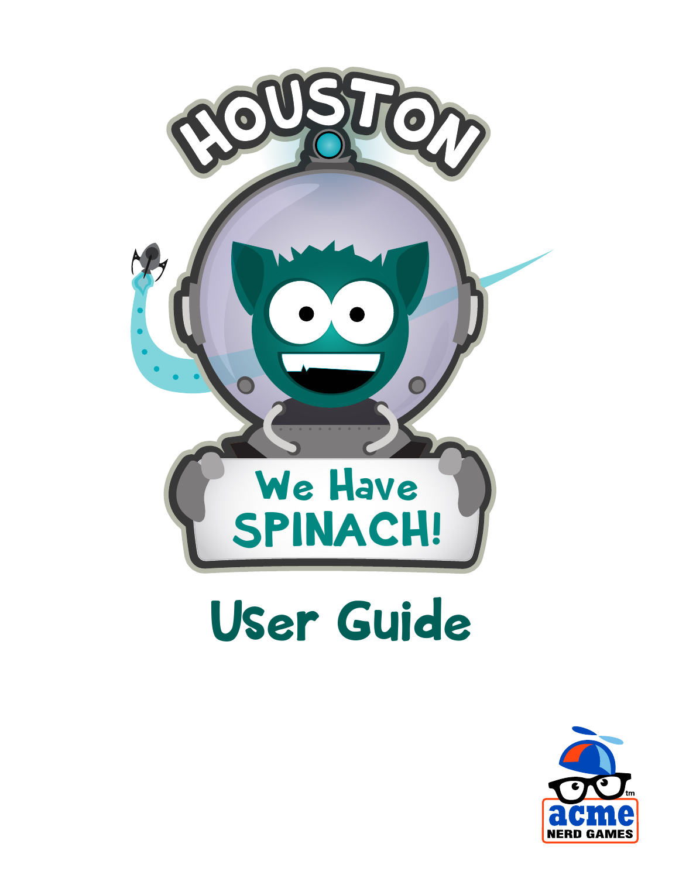# HOUSTON

## We Have SPINACH!

# User Guide

acme NERD GAMES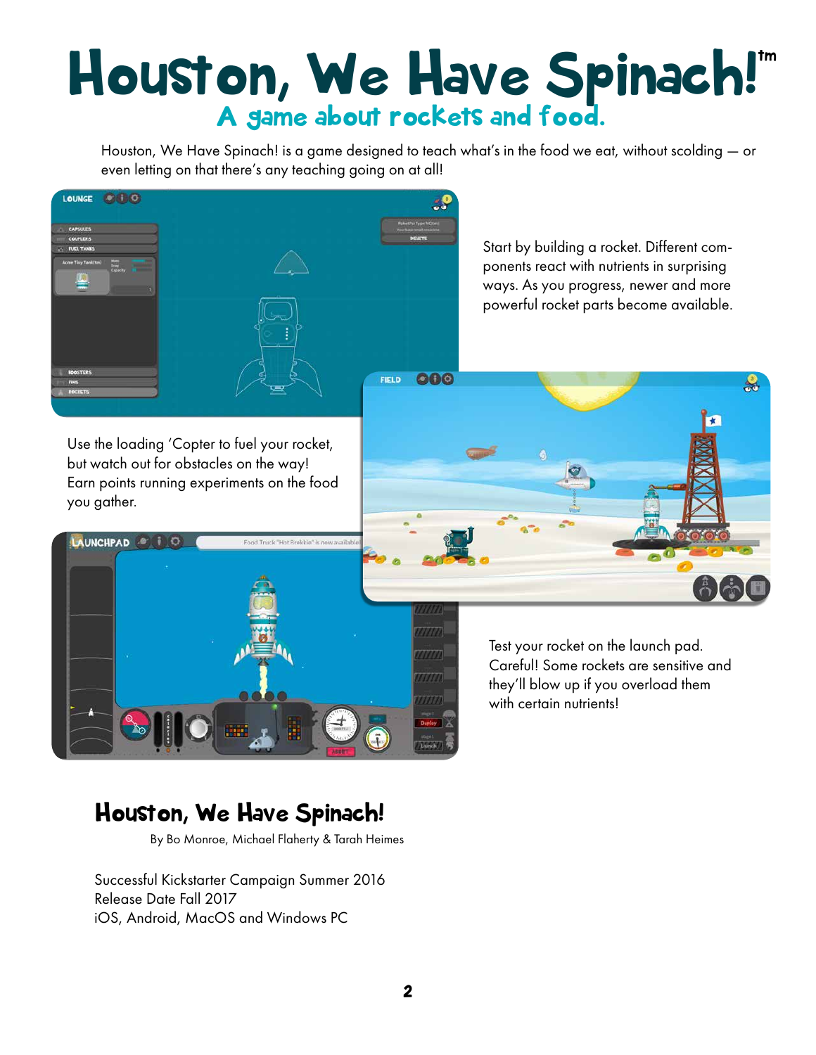# Houston, We Have Spinach!™

## A game about rockets and food.

Houston, We Have Spinach! is a game designed to teach what's in the food we eat, without scolding — or even letting on that there's any teaching going on at all!

Start by building a rocket. Different components react with nutrients in surprising ways. As you progress, newer and more powerful rocket parts become available.

Use the loading 'Copter to fuel your rocket, but watch out for obstacles on the way! Earn points running experiments on the food you gather.

Test your rocket on the launch pad. Careful! Some rockets are sensitive and they'll blow up if you overload them with certain nutrients!

## Houston, We Have Spinach!

By Bo Monroe, Michael Flaherty & Tarah Heimes

Successful Kickstarter Campaign Summer 2016
Release Date Fall 2017
iOS, Android, MacOS and Windows PC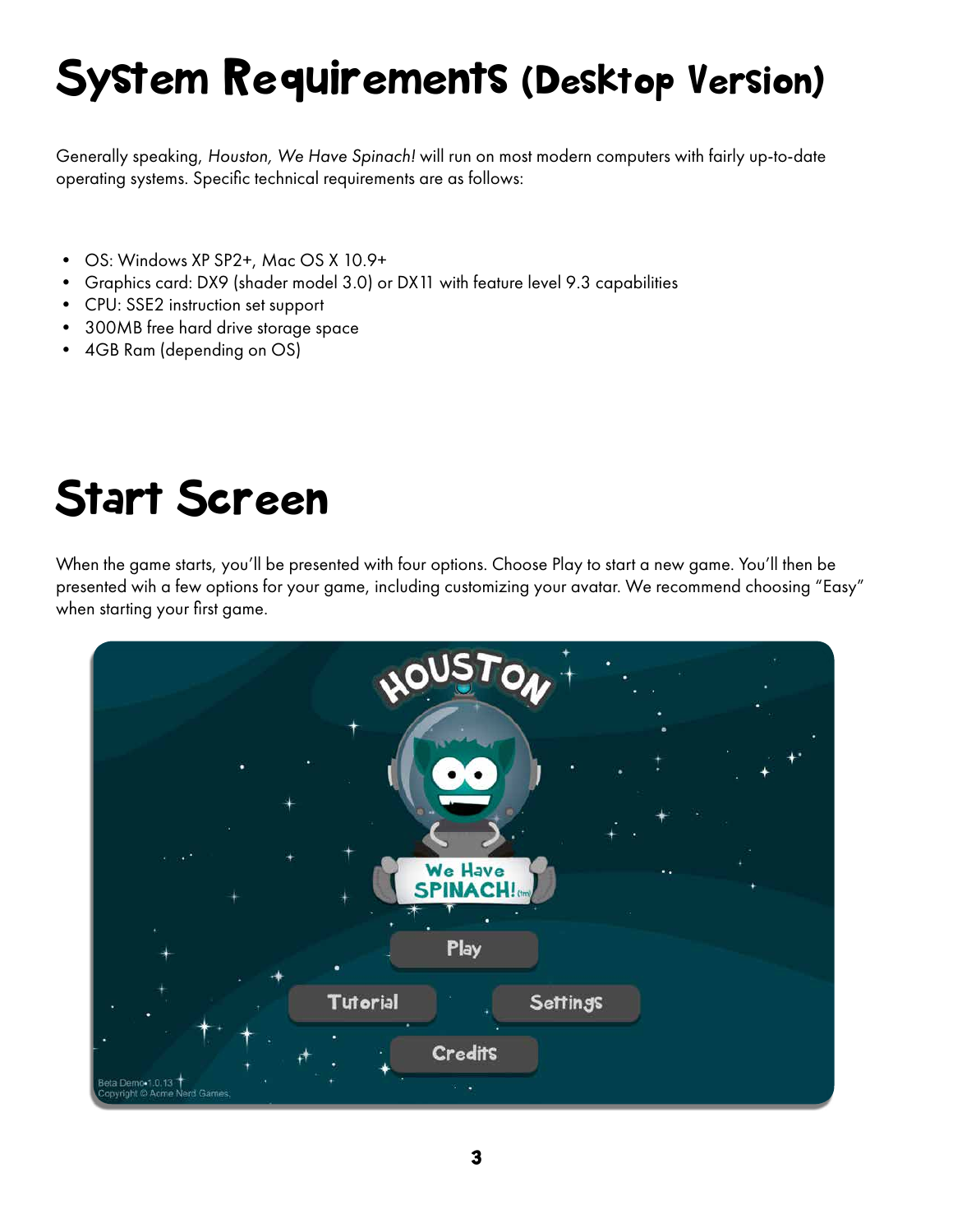# System Requirements (Desktop Version)

Generally speaking, *Houston, We Have Spinach!* will run on most modern computers with fairly up-to-date operating systems. Specific technical requirements are as follows:

- OS: Windows XP SP2+, Mac OS X 10.9+
- Graphics card: DX9 (shader model 3.0) or DX11 with feature level 9.3 capabilities
- CPU: SSE2 instruction set support
- 300MB free hard drive storage space
- 4GB Ram (depending on OS)

# Start Screen

When the game starts, you'll be presented with four options. Choose Play to start a new game. You'll then be presented wih a few options for your game, including customizing your avatar. We recommend choosing "Easy" when starting your first game.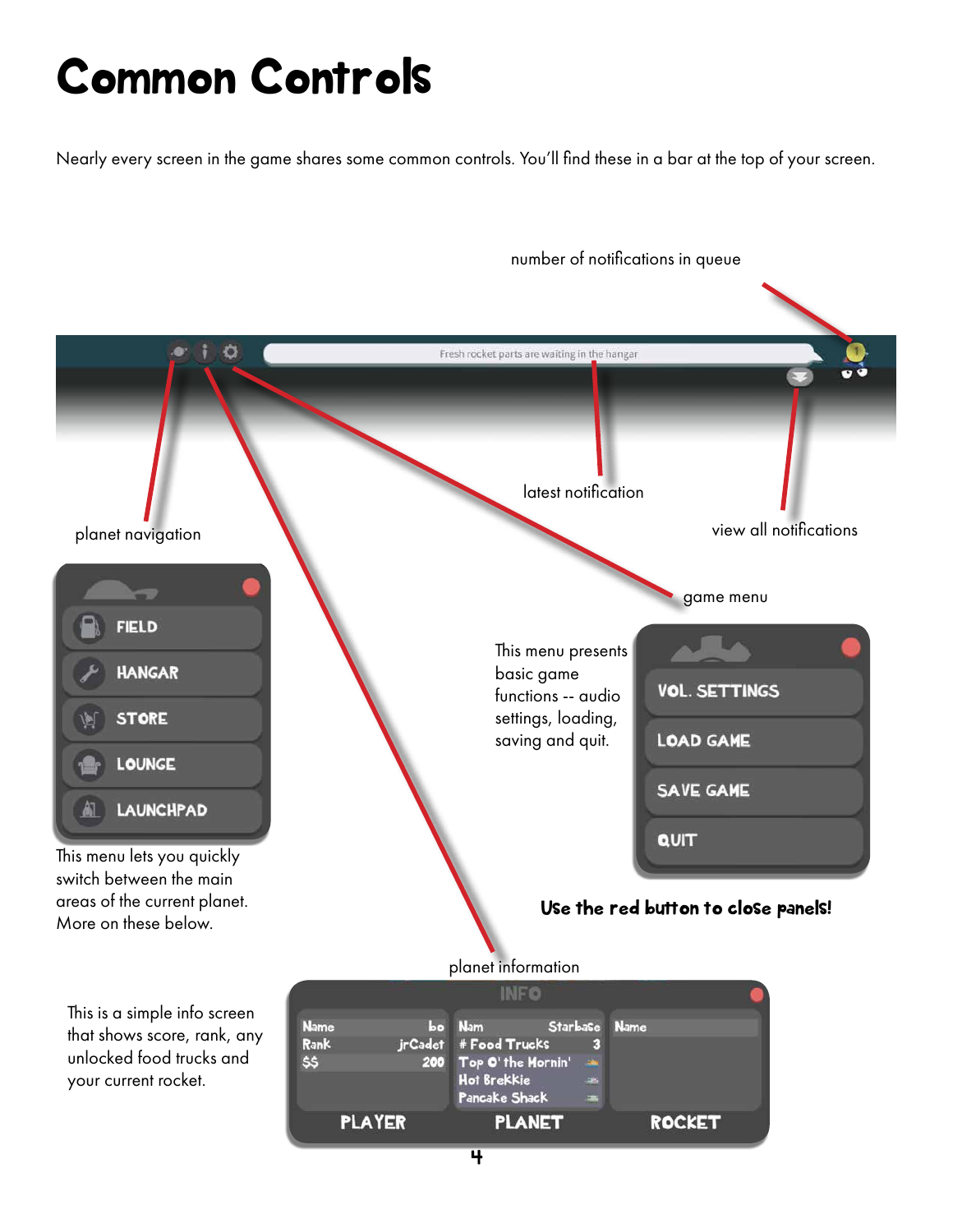# Common Controls

Nearly every screen in the game shares some common controls. You'll find these in a bar at the top of your screen.

number of notifications in queue

Fresh rocket parts are waiting in the hangar

latest notification

view all notifications

planet navigation

game menu

FIELD

HANGAR

STORE

LOUNGE

LAUNCHPAD

This menu lets you quickly switch between the main areas of the current planet. More on these below.

This menu presents basic game functions -- audio settings, loading, saving and quit.

VOL. SETTINGS

LOAD GAME

SAVE GAME

QUIT

**Use the red button to close panels!**

planet information

This is a simple info screen that shows score, rank, any unlocked food trucks and your current rocket.

INFO

| PLAYER | | PLANET | | ROCKET |
|---|---|---|---|---|
| Name | bo | Nam | Starbase | Name |
| Rank | jrCadet | # Food Trucks | 3 | |
| $$ | 200 | Top O' the Mornin' | | |
| | | Hot Brekkie | | |
| | | Pancake Shack | | |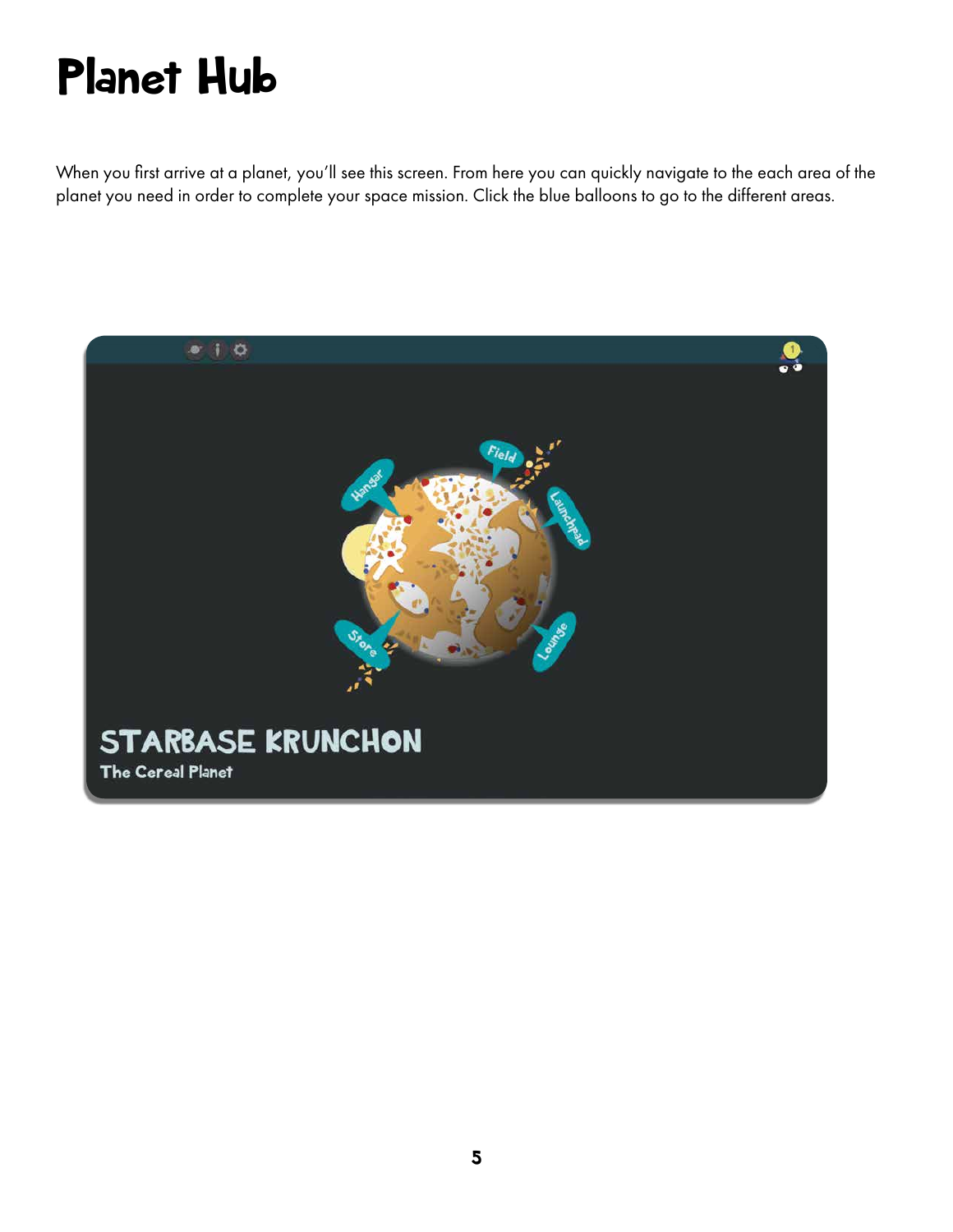# Planet Hub

When you first arrive at a planet, you'll see this screen. From here you can quickly navigate to the each area of the planet you need in order to complete your space mission. Click the blue balloons to go to the different areas.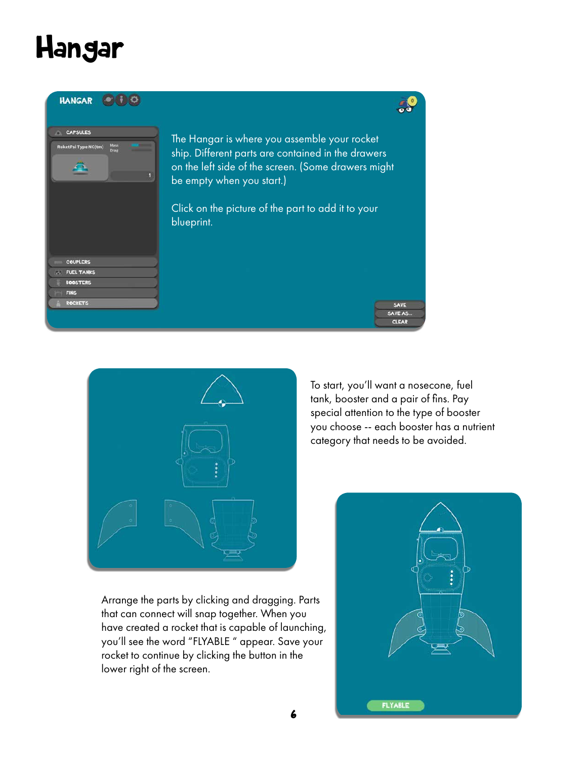# Hangar

The Hangar is where you assemble your rocket ship. Different parts are contained in the drawers on the left side of the screen. (Some drawers might be empty when you start.)

Click on the picture of the part to add it to your blueprint.

To start, you'll want a nosecone, fuel tank, booster and a pair of fins. Pay special attention to the type of booster you choose -- each booster has a nutrient category that needs to be avoided.

Arrange the parts by clicking and dragging. Parts that can connect will snap together. When you have created a rocket that is capable of launching, you'll see the word "FLYABLE " appear. Save your rocket to continue by clicking the button in the lower right of the screen.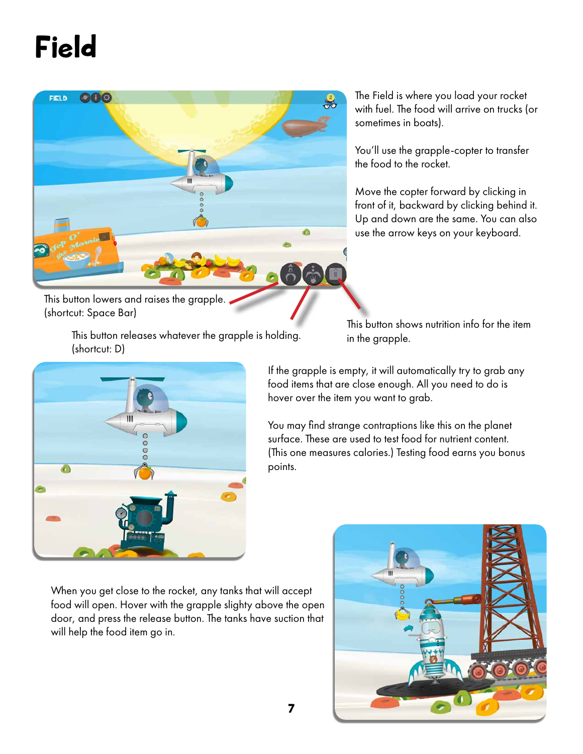# Field

The Field is where you load your rocket with fuel. The food will arrive on trucks (or sometimes in boats).

You'll use the grapple-copter to transfer the food to the rocket.

Move the copter forward by clicking in front of it, backward by clicking behind it. Up and down are the same. You can also use the arrow keys on your keyboard.

This button lowers and raises the grapple. (shortcut: Space Bar)

This button releases whatever the grapple is holding. (shortcut: D)

This button shows nutrition info for the item in the grapple.

If the grapple is empty, it will automatically try to grab any food items that are close enough. All you need to do is hover over the item you want to grab.

You may find strange contraptions like this on the planet surface. These are used to test food for nutrient content. (This one measures calories.) Testing food earns you bonus points.

When you get close to the rocket, any tanks that will accept food will open. Hover with the grapple slighty above the open door, and press the release button. The tanks have suction that will help the food item go in.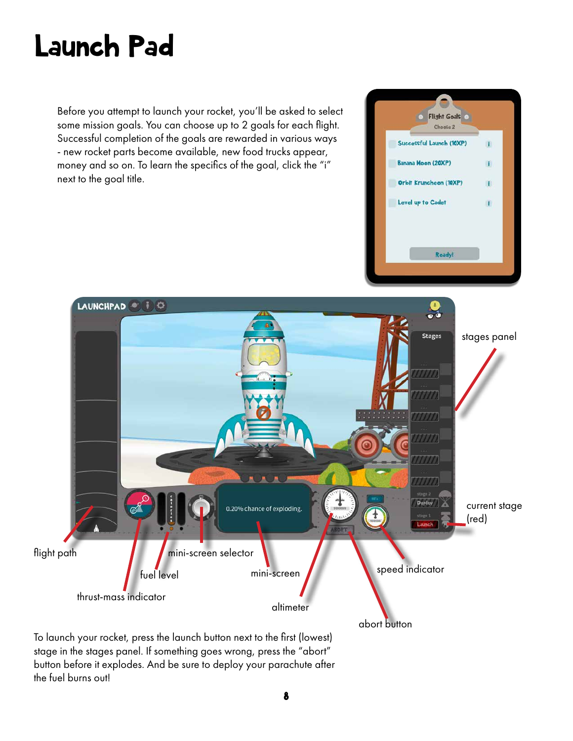# Launch Pad

Before you attempt to launch your rocket, you'll be asked to select some mission goals. You can choose up to 2 goals for each flight. Successful completion of the goals are rewarded in various ways - new rocket parts become available, new food trucks appear, money and so on. To learn the specifics of the goal, click the "i" next to the goal title.

stages panel

current stage (red)

flight path

mini-screen selector

fuel level

mini-screen

speed indicator

thrust-mass indicator

altimeter

abort button

To launch your rocket, press the launch button next to the first (lowest) stage in the stages panel. If something goes wrong, press the "abort" button before it explodes. And be sure to deploy your parachute after the fuel burns out!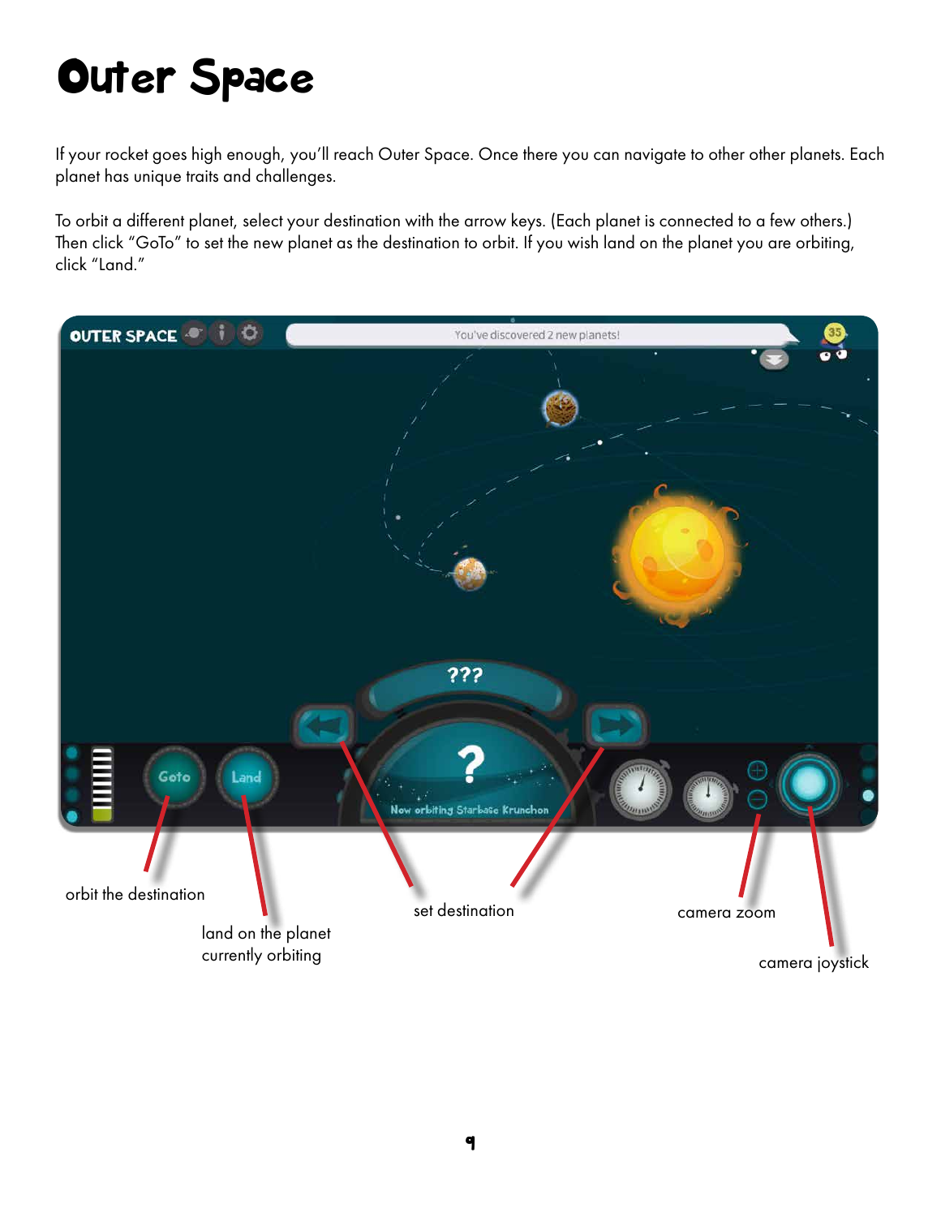# Outer Space

If your rocket goes high enough, you'll reach Outer Space. Once there you can navigate to other other planets. Each planet has unique traits and challenges.

To orbit a different planet, select your destination with the arrow keys. (Each planet is connected to a few others.) Then click "GoTo" to set the new planet as the destination to orbit. If you wish land on the planet you are orbiting, click "Land."

orbit the destination

land on the planet currently orbiting

set destination

camera zoom

camera joystick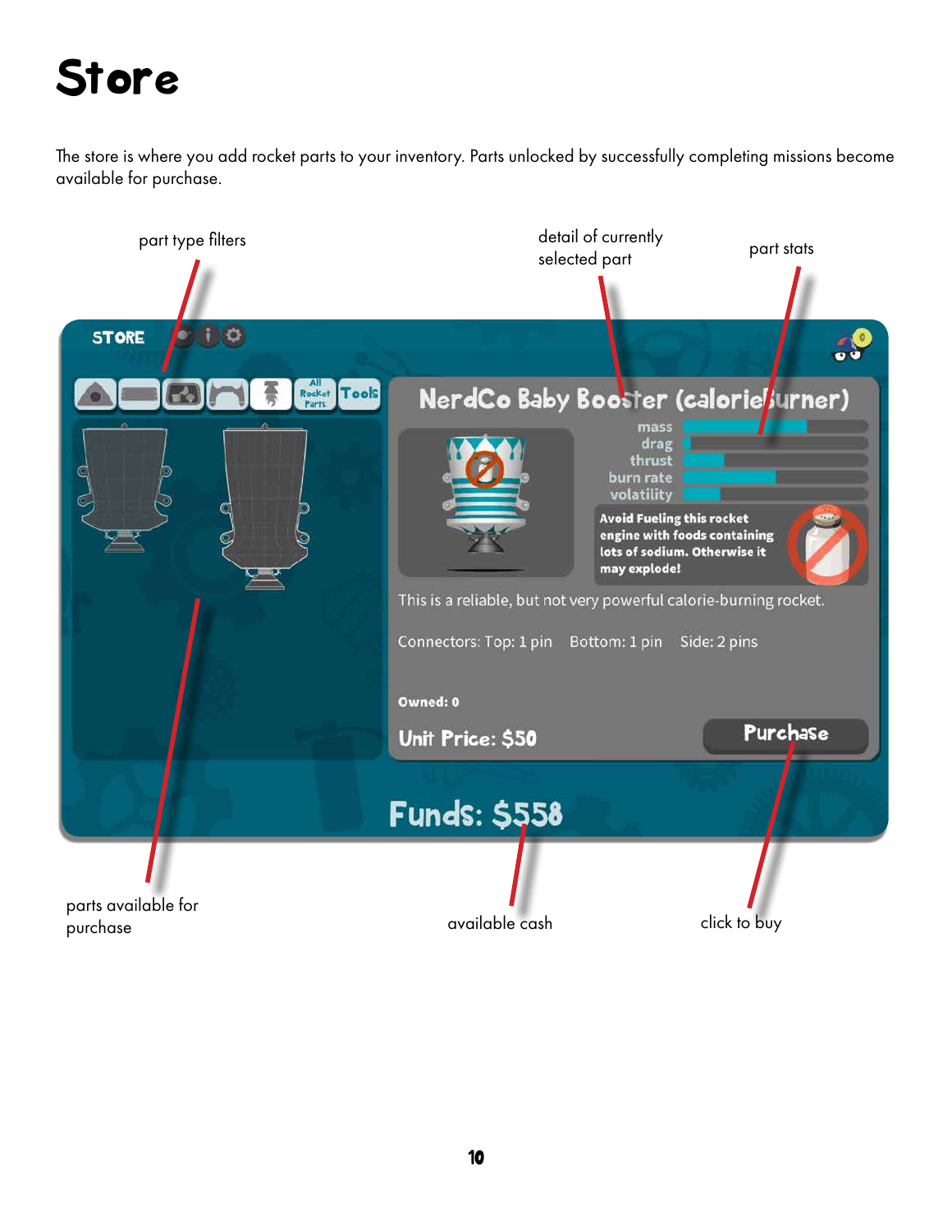# Store

The store is where you add rocket parts to your inventory. Parts unlocked by successfully completing missions become available for purchase.

part type filters

detail of currently selected part

part stats

STORE

All Rocket Parts

Tools

NerdCo Baby Booster (calorieBurner)

mass

drag

thrust

burn rate

volatility

Avoid Fueling this rocket engine with foods containing lots of sodium. Otherwise it may explode!

This is a reliable, but not very powerful calorie-burning rocket.

Connectors: Top: 1 pin Bottom: 1 pin Side: 2 pins

Owned: 0

Unit Price: $50

Purchase

Funds: $558

parts available for purchase

available cash

click to buy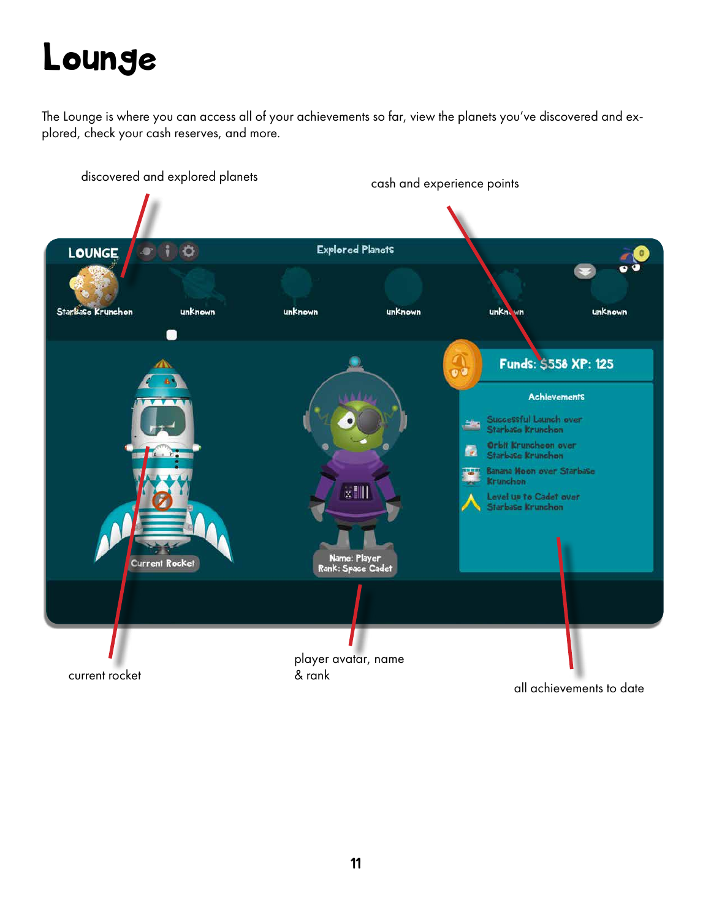# Lounge

The Lounge is where you can access all of your achievements so far, view the planets you've discovered and explored, check your cash reserves, and more.

discovered and explored planets

cash and experience points

LOUNGE

Explored Planets

Starbase Krunchon

unknown

unknown

unknown

unknown

unknown

Funds: $558 XP: 125

Achievements

Successful Launch over Starbase Krunchon

Orbit Krunchon over Starbase Krunchon

Banana Moon over Starbase Krunchon

Level up to Cadet over Starbase Krunchon

Current Rocket

Name: Player
Rank: Space Cadet

current rocket

player avatar, name & rank

all achievements to date